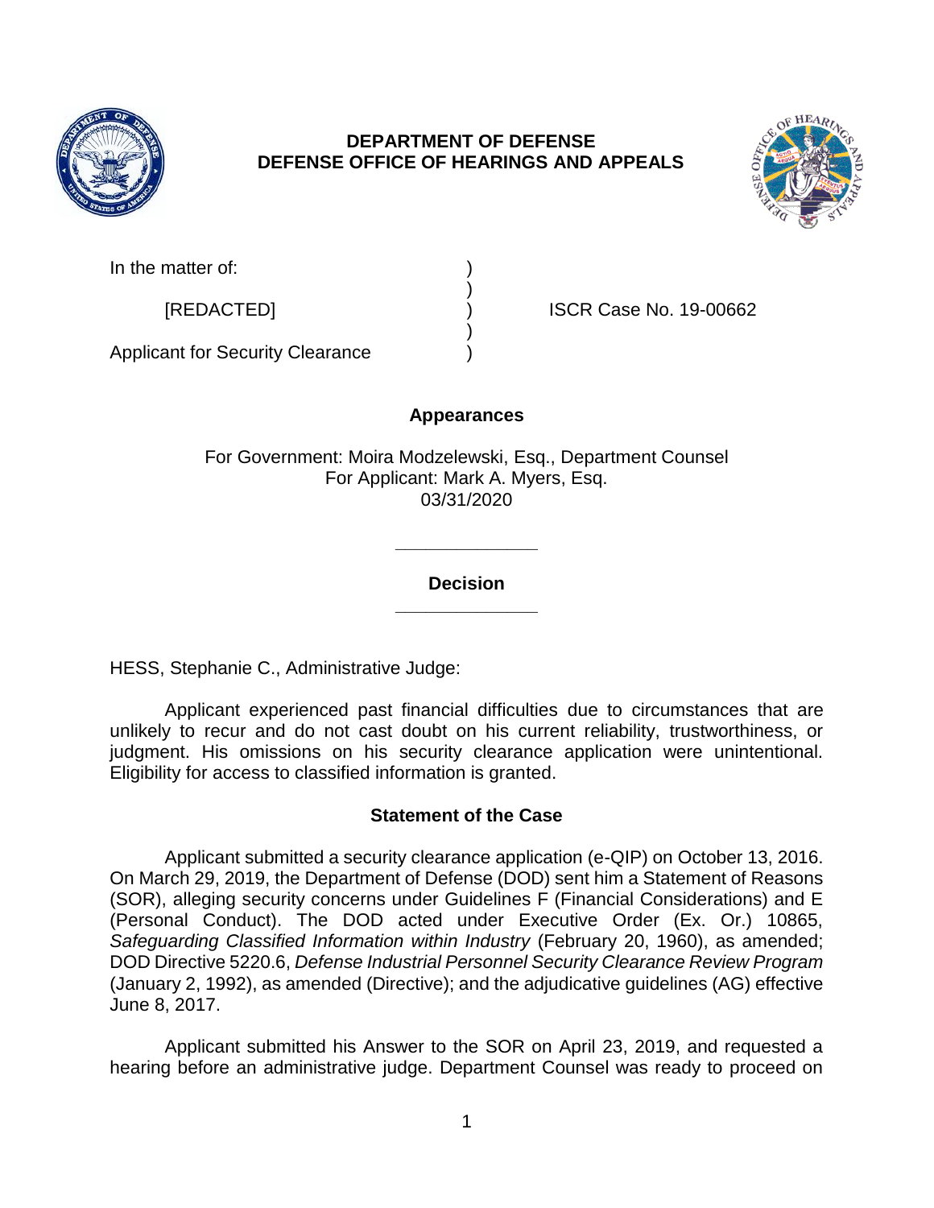**DEPARTMENT OF DEFENSE**
**DEFENSE OFFICE OF HEARINGS AND APPEALS**

| | | |
|---|---|---|
| In the matter of: | ) | |
| | ) | |
| [REDACTED] | ) | ISCR Case No. 19-00662 |
| | ) | |
| Applicant for Security Clearance | ) | |

**Appearances**

For Government: Moira Modzelewski, Esq., Department Counsel
For Applicant: Mark A. Myers, Esq.
03/31/2020

______________

**Decision**

______________

HESS, Stephanie C., Administrative Judge:

Applicant experienced past financial difficulties due to circumstances that are unlikely to recur and do not cast doubt on his current reliability, trustworthiness, or judgment. His omissions on his security clearance application were unintentional. Eligibility for access to classified information is granted.

## Statement of the Case

Applicant submitted a security clearance application (e-QIP) on October 13, 2016. On March 29, 2019, the Department of Defense (DOD) sent him a Statement of Reasons (SOR), alleging security concerns under Guidelines F (Financial Considerations) and E (Personal Conduct). The DOD acted under Executive Order (Ex. Or.) 10865, *Safeguarding Classified Information within Industry* (February 20, 1960), as amended; DOD Directive 5220.6, *Defense Industrial Personnel Security Clearance Review Program* (January 2, 1992), as amended (Directive); and the adjudicative guidelines (AG) effective June 8, 2017.

Applicant submitted his Answer to the SOR on April 23, 2019, and requested a hearing before an administrative judge. Department Counsel was ready to proceed on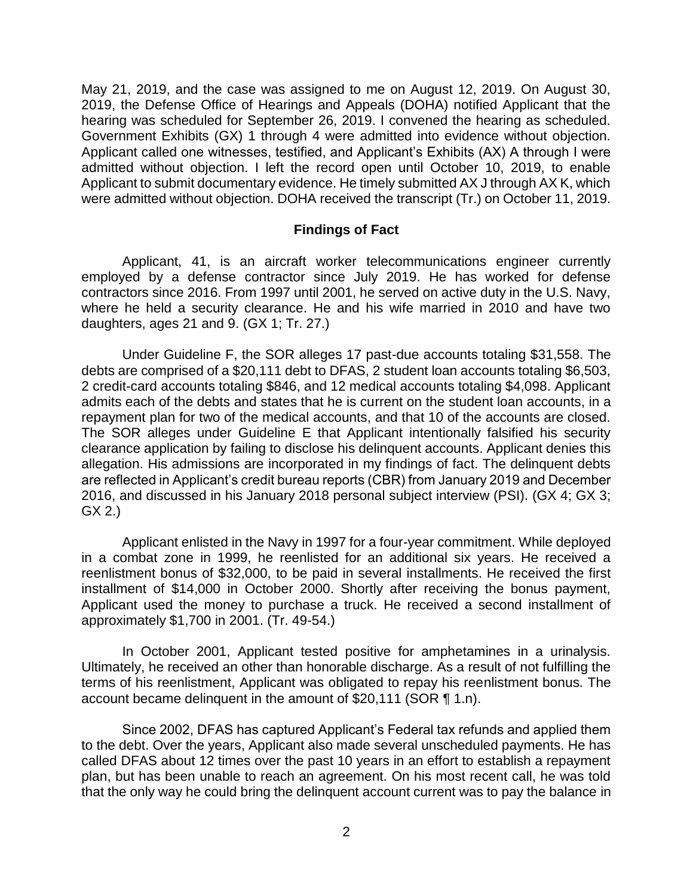May 21, 2019, and the case was assigned to me on August 12, 2019. On August 30, 2019, the Defense Office of Hearings and Appeals (DOHA) notified Applicant that the hearing was scheduled for September 26, 2019. I convened the hearing as scheduled. Government Exhibits (GX) 1 through 4 were admitted into evidence without objection. Applicant called one witnesses, testified, and Applicant's Exhibits (AX) A through I were admitted without objection. I left the record open until October 10, 2019, to enable Applicant to submit documentary evidence. He timely submitted AX J through AX K, which were admitted without objection. DOHA received the transcript (Tr.) on October 11, 2019.

## Findings of Fact

Applicant, 41, is an aircraft worker telecommunications engineer currently employed by a defense contractor since July 2019. He has worked for defense contractors since 2016. From 1997 until 2001, he served on active duty in the U.S. Navy, where he held a security clearance. He and his wife married in 2010 and have two daughters, ages 21 and 9. (GX 1; Tr. 27.)

Under Guideline F, the SOR alleges 17 past-due accounts totaling $31,558. The debts are comprised of a $20,111 debt to DFAS, 2 student loan accounts totaling $6,503, 2 credit-card accounts totaling $846, and 12 medical accounts totaling $4,098. Applicant admits each of the debts and states that he is current on the student loan accounts, in a repayment plan for two of the medical accounts, and that 10 of the accounts are closed. The SOR alleges under Guideline E that Applicant intentionally falsified his security clearance application by failing to disclose his delinquent accounts. Applicant denies this allegation. His admissions are incorporated in my findings of fact. The delinquent debts are reflected in Applicant's credit bureau reports (CBR) from January 2019 and December 2016, and discussed in his January 2018 personal subject interview (PSI). (GX 4; GX 3; GX 2.)

Applicant enlisted in the Navy in 1997 for a four-year commitment. While deployed in a combat zone in 1999, he reenlisted for an additional six years. He received a reenlistment bonus of $32,000, to be paid in several installments. He received the first installment of $14,000 in October 2000. Shortly after receiving the bonus payment, Applicant used the money to purchase a truck. He received a second installment of approximately $1,700 in 2001. (Tr. 49-54.)

In October 2001, Applicant tested positive for amphetamines in a urinalysis. Ultimately, he received an other than honorable discharge. As a result of not fulfilling the terms of his reenlistment, Applicant was obligated to repay his reenlistment bonus. The account became delinquent in the amount of $20,111 (SOR ¶ 1.n).

Since 2002, DFAS has captured Applicant's Federal tax refunds and applied them to the debt. Over the years, Applicant also made several unscheduled payments. He has called DFAS about 12 times over the past 10 years in an effort to establish a repayment plan, but has been unable to reach an agreement. On his most recent call, he was told that the only way he could bring the delinquent account current was to pay the balance in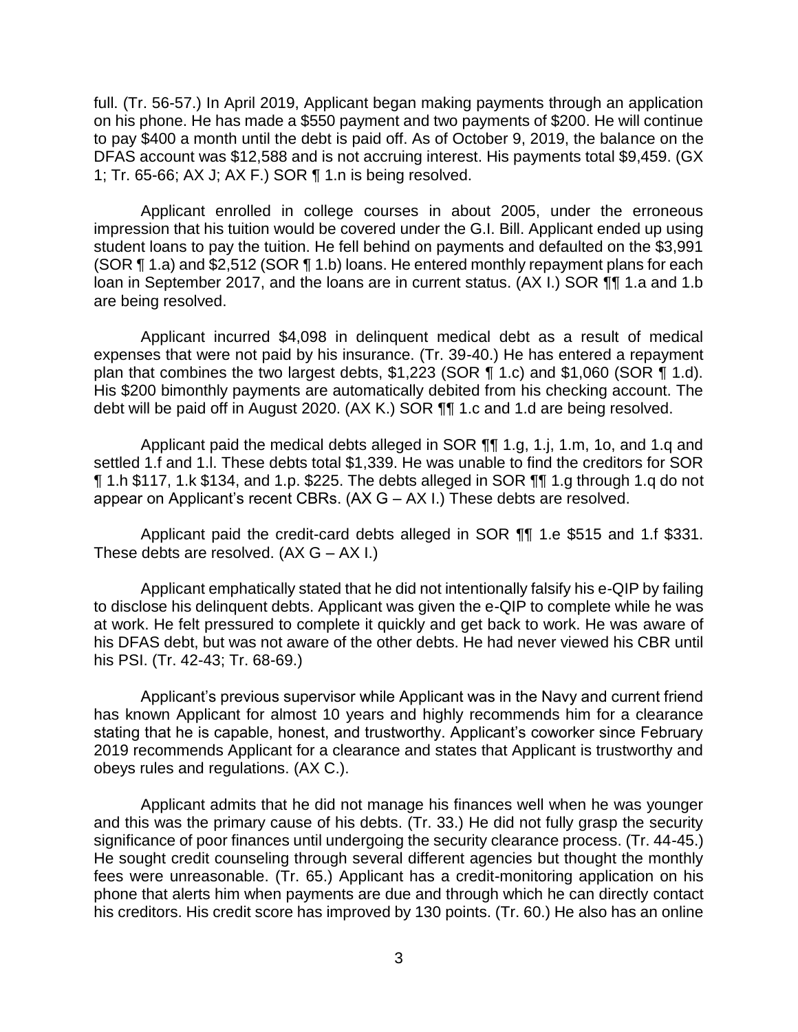full. (Tr. 56-57.) In April 2019, Applicant began making payments through an application on his phone. He has made a $550 payment and two payments of $200. He will continue to pay $400 a month until the debt is paid off. As of October 9, 2019, the balance on the DFAS account was $12,588 and is not accruing interest. His payments total $9,459. (GX 1; Tr. 65-66; AX J; AX F.) SOR ¶ 1.n is being resolved.

Applicant enrolled in college courses in about 2005, under the erroneous impression that his tuition would be covered under the G.I. Bill. Applicant ended up using student loans to pay the tuition. He fell behind on payments and defaulted on the $3,991 (SOR ¶ 1.a) and $2,512 (SOR ¶ 1.b) loans. He entered monthly repayment plans for each loan in September 2017, and the loans are in current status. (AX I.) SOR ¶¶ 1.a and 1.b are being resolved.

Applicant incurred $4,098 in delinquent medical debt as a result of medical expenses that were not paid by his insurance. (Tr. 39-40.) He has entered a repayment plan that combines the two largest debts, $1,223 (SOR ¶ 1.c) and $1,060 (SOR ¶ 1.d). His $200 bimonthly payments are automatically debited from his checking account. The debt will be paid off in August 2020. (AX K.) SOR ¶¶ 1.c and 1.d are being resolved.

Applicant paid the medical debts alleged in SOR ¶¶ 1.g, 1.j, 1.m, 1o, and 1.q and settled 1.f and 1.l. These debts total $1,339. He was unable to find the creditors for SOR ¶ 1.h $117, 1.k $134, and 1.p. $225. The debts alleged in SOR ¶¶ 1.g through 1.q do not appear on Applicant's recent CBRs. (AX G – AX I.) These debts are resolved.

Applicant paid the credit-card debts alleged in SOR ¶¶ 1.e $515 and 1.f $331. These debts are resolved. (AX G – AX I.)

Applicant emphatically stated that he did not intentionally falsify his e-QIP by failing to disclose his delinquent debts. Applicant was given the e-QIP to complete while he was at work. He felt pressured to complete it quickly and get back to work. He was aware of his DFAS debt, but was not aware of the other debts. He had never viewed his CBR until his PSI. (Tr. 42-43; Tr. 68-69.)

Applicant's previous supervisor while Applicant was in the Navy and current friend has known Applicant for almost 10 years and highly recommends him for a clearance stating that he is capable, honest, and trustworthy. Applicant's coworker since February 2019 recommends Applicant for a clearance and states that Applicant is trustworthy and obeys rules and regulations. (AX C.).

Applicant admits that he did not manage his finances well when he was younger and this was the primary cause of his debts. (Tr. 33.) He did not fully grasp the security significance of poor finances until undergoing the security clearance process. (Tr. 44-45.) He sought credit counseling through several different agencies but thought the monthly fees were unreasonable. (Tr. 65.) Applicant has a credit-monitoring application on his phone that alerts him when payments are due and through which he can directly contact his creditors. His credit score has improved by 130 points. (Tr. 60.) He also has an online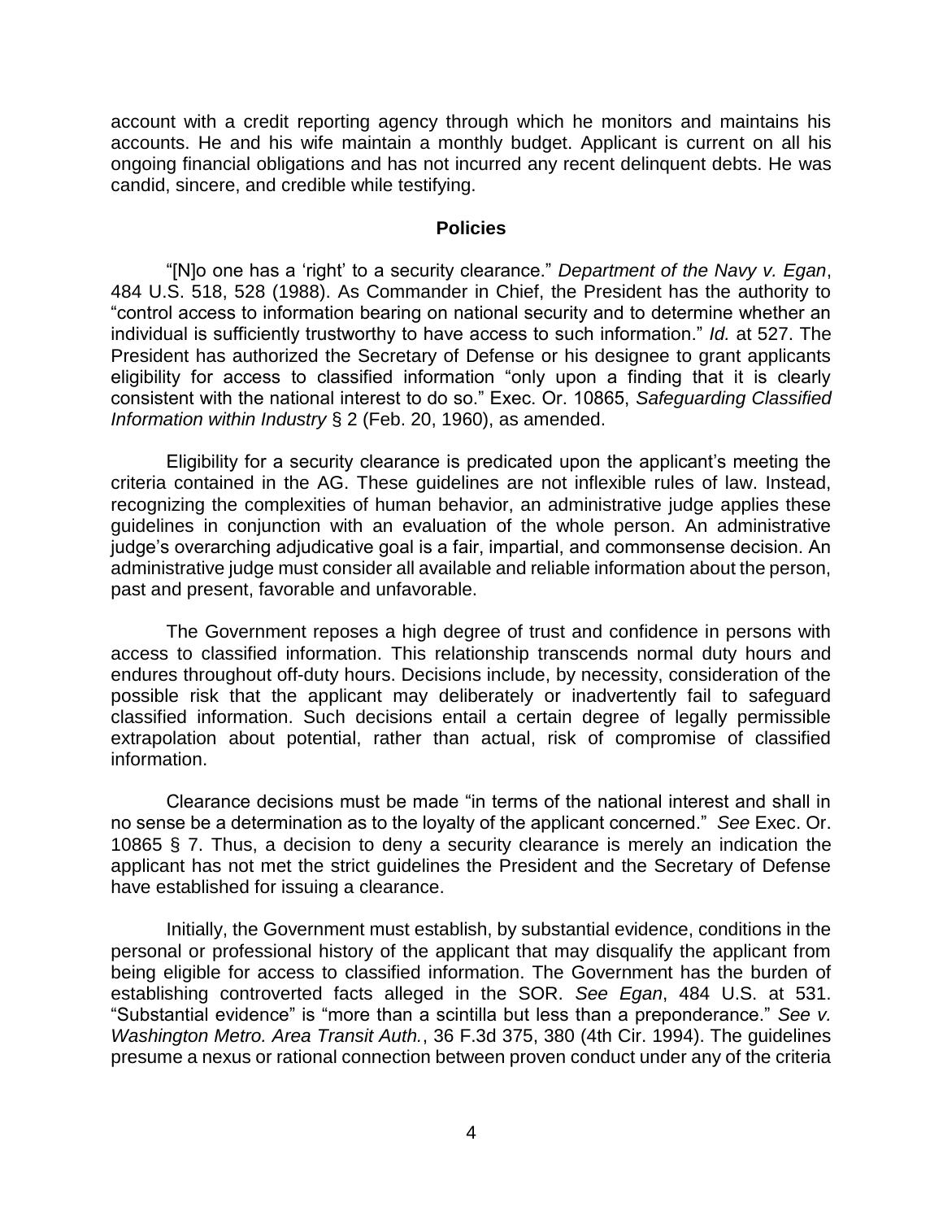account with a credit reporting agency through which he monitors and maintains his accounts. He and his wife maintain a monthly budget. Applicant is current on all his ongoing financial obligations and has not incurred any recent delinquent debts. He was candid, sincere, and credible while testifying.

## Policies

"[N]o one has a 'right' to a security clearance." *Department of the Navy v. Egan*, 484 U.S. 518, 528 (1988). As Commander in Chief, the President has the authority to "control access to information bearing on national security and to determine whether an individual is sufficiently trustworthy to have access to such information." *Id.* at 527. The President has authorized the Secretary of Defense or his designee to grant applicants eligibility for access to classified information "only upon a finding that it is clearly consistent with the national interest to do so." Exec. Or. 10865, *Safeguarding Classified Information within Industry* § 2 (Feb. 20, 1960), as amended.

Eligibility for a security clearance is predicated upon the applicant's meeting the criteria contained in the AG. These guidelines are not inflexible rules of law. Instead, recognizing the complexities of human behavior, an administrative judge applies these guidelines in conjunction with an evaluation of the whole person. An administrative judge's overarching adjudicative goal is a fair, impartial, and commonsense decision. An administrative judge must consider all available and reliable information about the person, past and present, favorable and unfavorable.

The Government reposes a high degree of trust and confidence in persons with access to classified information. This relationship transcends normal duty hours and endures throughout off-duty hours. Decisions include, by necessity, consideration of the possible risk that the applicant may deliberately or inadvertently fail to safeguard classified information. Such decisions entail a certain degree of legally permissible extrapolation about potential, rather than actual, risk of compromise of classified information.

Clearance decisions must be made "in terms of the national interest and shall in no sense be a determination as to the loyalty of the applicant concerned." *See* Exec. Or. 10865 § 7. Thus, a decision to deny a security clearance is merely an indication the applicant has not met the strict guidelines the President and the Secretary of Defense have established for issuing a clearance.

Initially, the Government must establish, by substantial evidence, conditions in the personal or professional history of the applicant that may disqualify the applicant from being eligible for access to classified information. The Government has the burden of establishing controverted facts alleged in the SOR. *See Egan*, 484 U.S. at 531. "Substantial evidence" is "more than a scintilla but less than a preponderance." *See v. Washington Metro. Area Transit Auth.*, 36 F.3d 375, 380 (4th Cir. 1994). The guidelines presume a nexus or rational connection between proven conduct under any of the criteria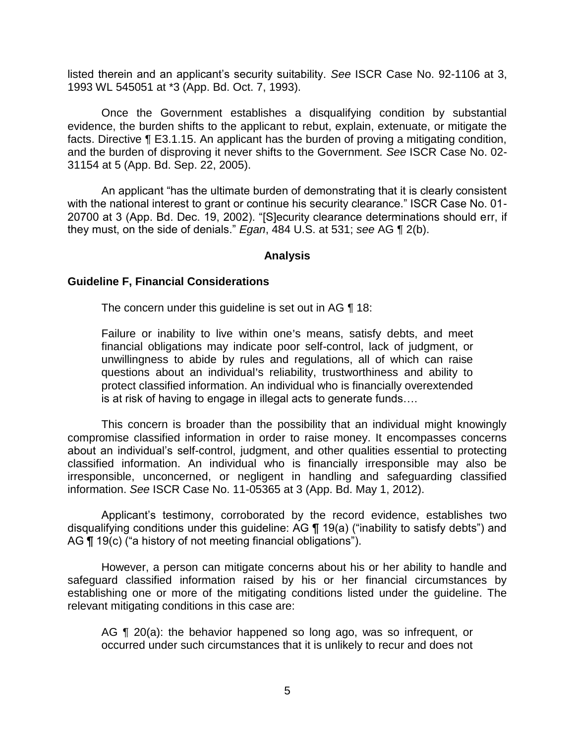listed therein and an applicant's security suitability. *See* ISCR Case No. 92-1106 at 3, 1993 WL 545051 at *3 (App. Bd. Oct. 7, 1993).

Once the Government establishes a disqualifying condition by substantial evidence, the burden shifts to the applicant to rebut, explain, extenuate, or mitigate the facts. Directive ¶ E3.1.15. An applicant has the burden of proving a mitigating condition, and the burden of disproving it never shifts to the Government. *See* ISCR Case No. 02-31154 at 5 (App. Bd. Sep. 22, 2005).

An applicant "has the ultimate burden of demonstrating that it is clearly consistent with the national interest to grant or continue his security clearance." ISCR Case No. 01-20700 at 3 (App. Bd. Dec. 19, 2002). "[S]ecurity clearance determinations should err, if they must, on the side of denials." *Egan*, 484 U.S. at 531; *see* AG ¶ 2(b).

## Analysis

### Guideline F, Financial Considerations

The concern under this guideline is set out in AG ¶ 18:

> Failure or inability to live within one's means, satisfy debts, and meet financial obligations may indicate poor self-control, lack of judgment, or unwillingness to abide by rules and regulations, all of which can raise questions about an individual's reliability, trustworthiness and ability to protect classified information. An individual who is financially overextended is at risk of having to engage in illegal acts to generate funds….

This concern is broader than the possibility that an individual might knowingly compromise classified information in order to raise money. It encompasses concerns about an individual's self-control, judgment, and other qualities essential to protecting classified information. An individual who is financially irresponsible may also be irresponsible, unconcerned, or negligent in handling and safeguarding classified information. *See* ISCR Case No. 11-05365 at 3 (App. Bd. May 1, 2012).

Applicant's testimony, corroborated by the record evidence, establishes two disqualifying conditions under this guideline: AG ¶ 19(a) ("inability to satisfy debts") and AG ¶ 19(c) ("a history of not meeting financial obligations").

However, a person can mitigate concerns about his or her ability to handle and safeguard classified information raised by his or her financial circumstances by establishing one or more of the mitigating conditions listed under the guideline. The relevant mitigating conditions in this case are:

> AG ¶ 20(a): the behavior happened so long ago, was so infrequent, or occurred under such circumstances that it is unlikely to recur and does not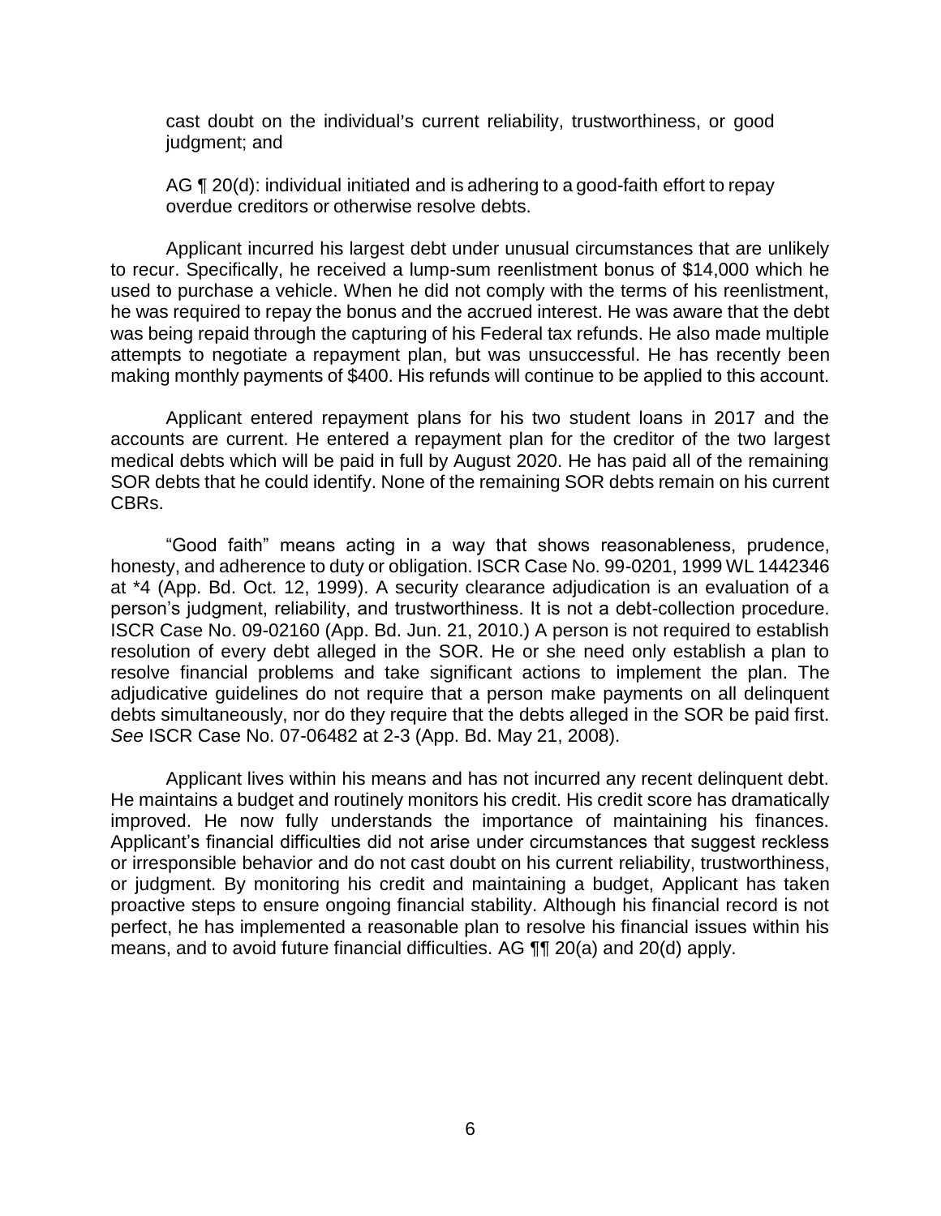cast doubt on the individual's current reliability, trustworthiness, or good judgment; and

AG ¶ 20(d): individual initiated and is adhering to a good-faith effort to repay overdue creditors or otherwise resolve debts.

Applicant incurred his largest debt under unusual circumstances that are unlikely to recur. Specifically, he received a lump-sum reenlistment bonus of $14,000 which he used to purchase a vehicle. When he did not comply with the terms of his reenlistment, he was required to repay the bonus and the accrued interest. He was aware that the debt was being repaid through the capturing of his Federal tax refunds. He also made multiple attempts to negotiate a repayment plan, but was unsuccessful. He has recently been making monthly payments of $400. His refunds will continue to be applied to this account.

Applicant entered repayment plans for his two student loans in 2017 and the accounts are current. He entered a repayment plan for the creditor of the two largest medical debts which will be paid in full by August 2020. He has paid all of the remaining SOR debts that he could identify. None of the remaining SOR debts remain on his current CBRs.

"Good faith" means acting in a way that shows reasonableness, prudence, honesty, and adherence to duty or obligation. ISCR Case No. 99-0201, 1999 WL 1442346 at *4 (App. Bd. Oct. 12, 1999). A security clearance adjudication is an evaluation of a person's judgment, reliability, and trustworthiness. It is not a debt-collection procedure. ISCR Case No. 09-02160 (App. Bd. Jun. 21, 2010.) A person is not required to establish resolution of every debt alleged in the SOR. He or she need only establish a plan to resolve financial problems and take significant actions to implement the plan. The adjudicative guidelines do not require that a person make payments on all delinquent debts simultaneously, nor do they require that the debts alleged in the SOR be paid first. *See* ISCR Case No. 07-06482 at 2-3 (App. Bd. May 21, 2008).

Applicant lives within his means and has not incurred any recent delinquent debt. He maintains a budget and routinely monitors his credit. His credit score has dramatically improved. He now fully understands the importance of maintaining his finances. Applicant's financial difficulties did not arise under circumstances that suggest reckless or irresponsible behavior and do not cast doubt on his current reliability, trustworthiness, or judgment. By monitoring his credit and maintaining a budget, Applicant has taken proactive steps to ensure ongoing financial stability. Although his financial record is not perfect, he has implemented a reasonable plan to resolve his financial issues within his means, and to avoid future financial difficulties. AG ¶¶ 20(a) and 20(d) apply.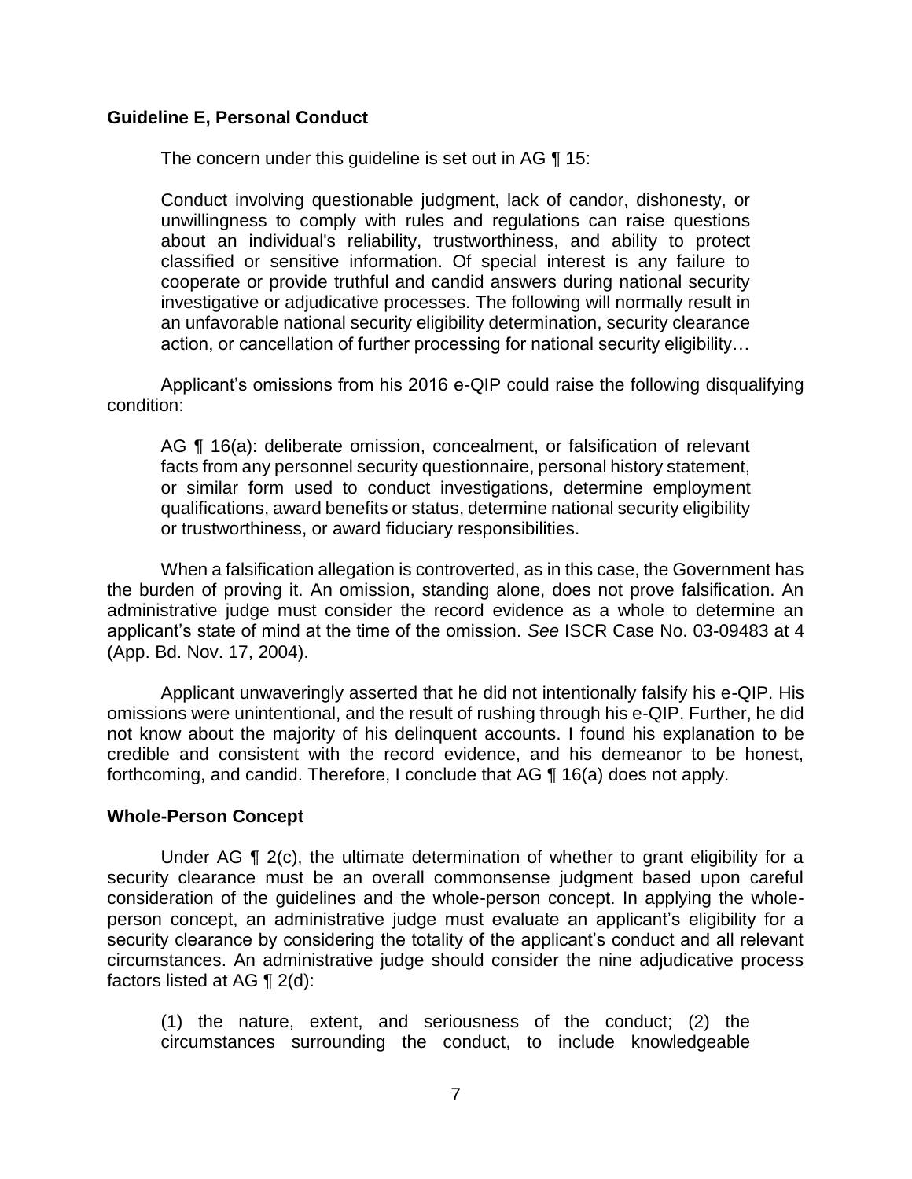**Guideline E, Personal Conduct**

The concern under this guideline is set out in AG ¶ 15:

> Conduct involving questionable judgment, lack of candor, dishonesty, or unwillingness to comply with rules and regulations can raise questions about an individual's reliability, trustworthiness, and ability to protect classified or sensitive information. Of special interest is any failure to cooperate or provide truthful and candid answers during national security investigative or adjudicative processes. The following will normally result in an unfavorable national security eligibility determination, security clearance action, or cancellation of further processing for national security eligibility…

Applicant's omissions from his 2016 e-QIP could raise the following disqualifying condition:

> AG ¶ 16(a): deliberate omission, concealment, or falsification of relevant facts from any personnel security questionnaire, personal history statement, or similar form used to conduct investigations, determine employment qualifications, award benefits or status, determine national security eligibility or trustworthiness, or award fiduciary responsibilities.

When a falsification allegation is controverted, as in this case, the Government has the burden of proving it. An omission, standing alone, does not prove falsification. An administrative judge must consider the record evidence as a whole to determine an applicant's state of mind at the time of the omission. *See* ISCR Case No. 03-09483 at 4 (App. Bd. Nov. 17, 2004).

Applicant unwaveringly asserted that he did not intentionally falsify his e-QIP. His omissions were unintentional, and the result of rushing through his e-QIP. Further, he did not know about the majority of his delinquent accounts. I found his explanation to be credible and consistent with the record evidence, and his demeanor to be honest, forthcoming, and candid. Therefore, I conclude that AG ¶ 16(a) does not apply.

**Whole-Person Concept**

Under AG ¶ 2(c), the ultimate determination of whether to grant eligibility for a security clearance must be an overall commonsense judgment based upon careful consideration of the guidelines and the whole-person concept. In applying the whole-person concept, an administrative judge must evaluate an applicant's eligibility for a security clearance by considering the totality of the applicant's conduct and all relevant circumstances. An administrative judge should consider the nine adjudicative process factors listed at AG ¶ 2(d):

> (1) the nature, extent, and seriousness of the conduct; (2) the circumstances surrounding the conduct, to include knowledgeable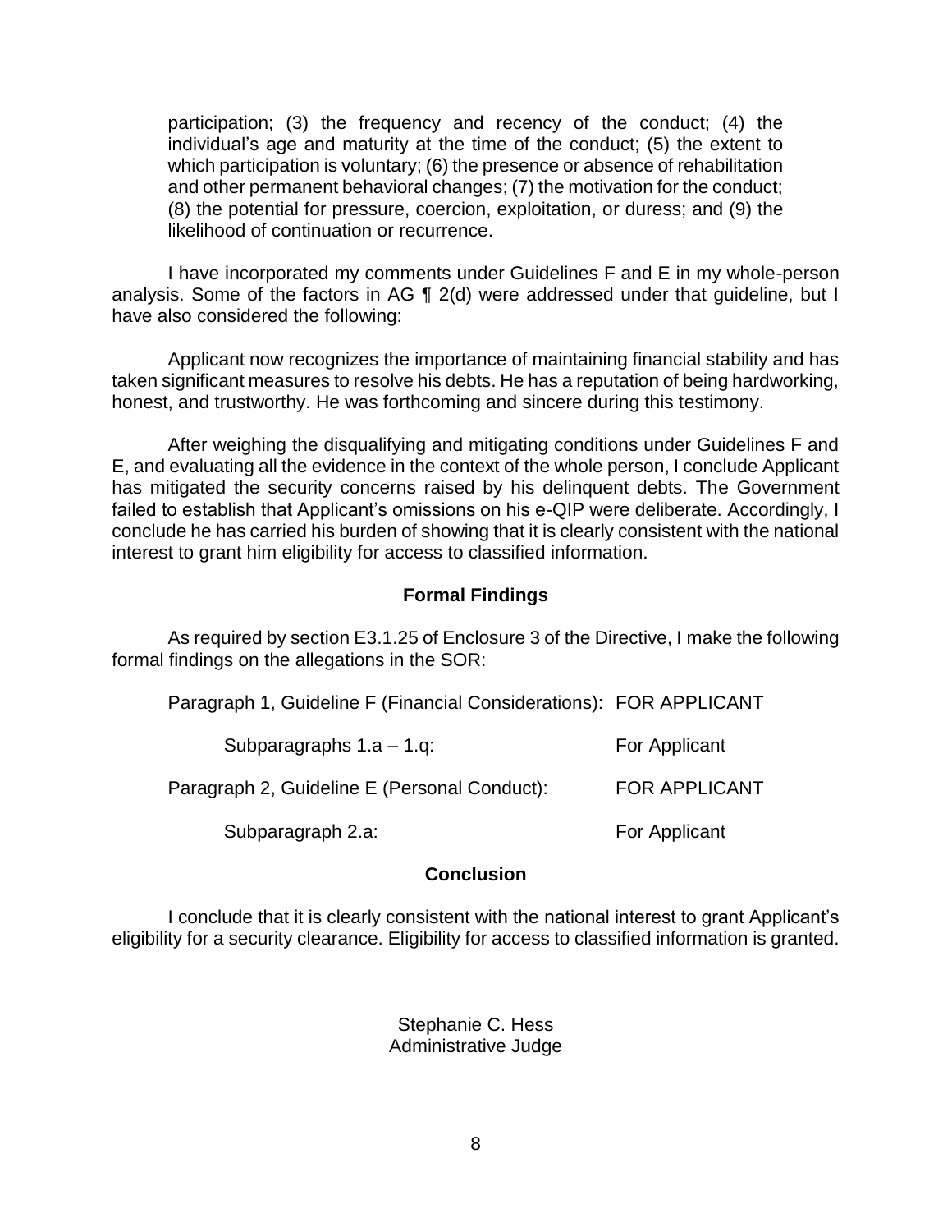participation; (3) the frequency and recency of the conduct; (4) the individual's age and maturity at the time of the conduct; (5) the extent to which participation is voluntary; (6) the presence or absence of rehabilitation and other permanent behavioral changes; (7) the motivation for the conduct; (8) the potential for pressure, coercion, exploitation, or duress; and (9) the likelihood of continuation or recurrence.

I have incorporated my comments under Guidelines F and E in my whole-person analysis. Some of the factors in AG ¶ 2(d) were addressed under that guideline, but I have also considered the following:

Applicant now recognizes the importance of maintaining financial stability and has taken significant measures to resolve his debts. He has a reputation of being hardworking, honest, and trustworthy. He was forthcoming and sincere during this testimony.

After weighing the disqualifying and mitigating conditions under Guidelines F and E, and evaluating all the evidence in the context of the whole person, I conclude Applicant has mitigated the security concerns raised by his delinquent debts. The Government failed to establish that Applicant's omissions on his e-QIP were deliberate. Accordingly, I conclude he has carried his burden of showing that it is clearly consistent with the national interest to grant him eligibility for access to classified information.

## Formal Findings

As required by section E3.1.25 of Enclosure 3 of the Directive, I make the following formal findings on the allegations in the SOR:

| | |
|---|---|
| Paragraph 1, Guideline F (Financial Considerations): | FOR APPLICANT |
| Subparagraphs 1.a – 1.q: | For Applicant |
| Paragraph 2, Guideline E (Personal Conduct): | FOR APPLICANT |
| Subparagraph 2.a: | For Applicant |

## Conclusion

I conclude that it is clearly consistent with the national interest to grant Applicant's eligibility for a security clearance. Eligibility for access to classified information is granted.

Stephanie C. Hess
Administrative Judge